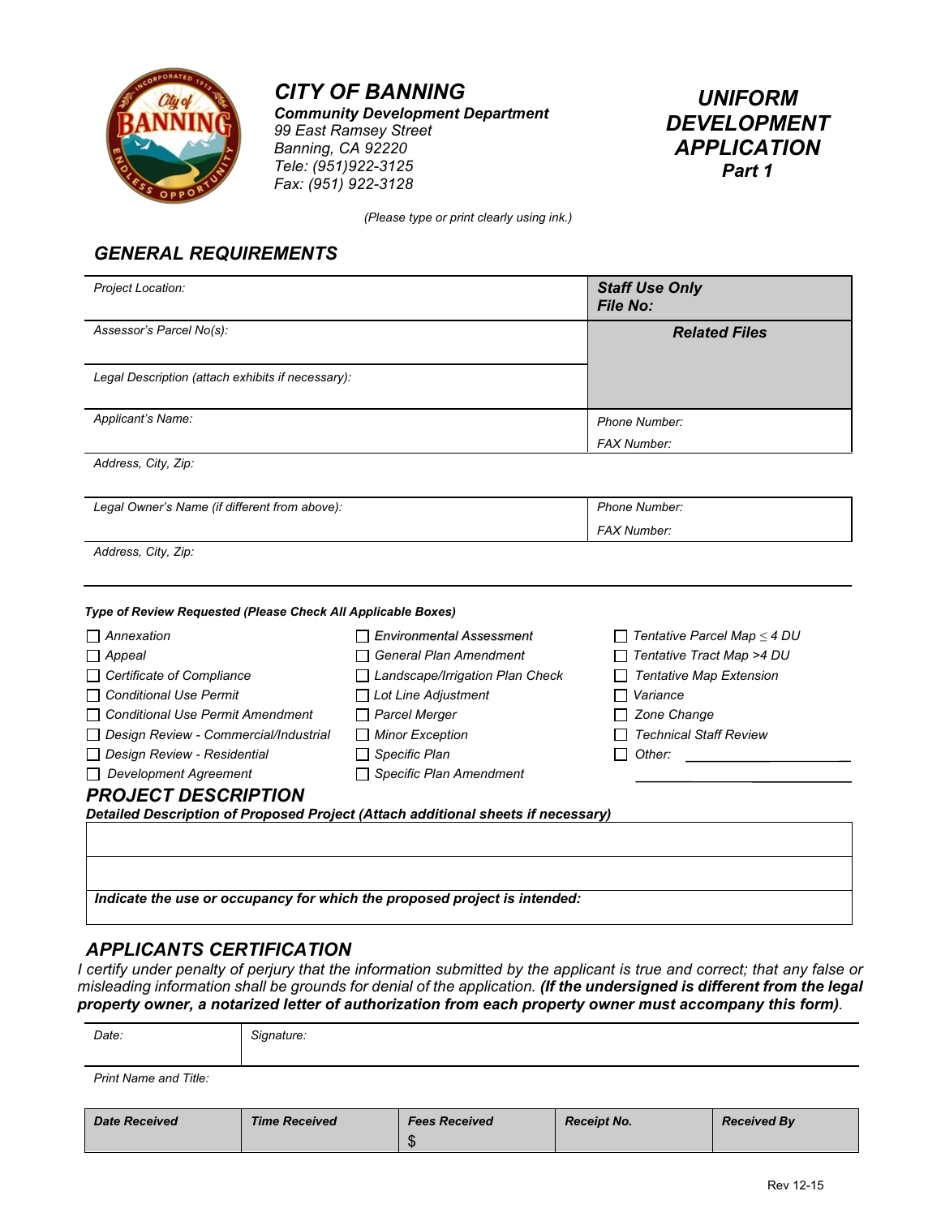# CITY OF BANNING

**Community Development Department**
99 East Ramsey Street
Banning, CA 92220
Tele: (951)922-3125
Fax: (951) 922-3128

## UNIFORM DEVELOPMENT APPLICATION
### Part 1

(Please type or print clearly using ink.)

## GENERAL REQUIREMENTS

| Project Location: | **Staff Use Only** **File No:** |
|---|---|
| Assessor's Parcel No(s): | **Related Files** |
| Legal Description (attach exhibits if necessary): | |
| Applicant's Name: | Phone Number: FAX Number: |
| Address, City, Zip: | |
| Legal Owner's Name (if different from above): | Phone Number: FAX Number: |
| Address, City, Zip: | |

**Type of Review Requested (Please Check All Applicable Boxes)**

- ☐ Annexation
- ☐ Appeal
- ☐ Certificate of Compliance
- ☐ Conditional Use Permit
- ☐ Conditional Use Permit Amendment
- ☐ Design Review - Commercial/Industrial
- ☐ Design Review - Residential
- ☐ Development Agreement
- ☐ Environmental Assessment
- ☐ General Plan Amendment
- ☐ Landscape/Irrigation Plan Check
- ☐ Lot Line Adjustment
- ☐ Parcel Merger
- ☐ Minor Exception
- ☐ Specific Plan
- ☐ Specific Plan Amendment
- ☐ Tentative Parcel Map ≤ 4 DU
- ☐ Tentative Tract Map >4 DU
- ☐ Tentative Map Extension
- ☐ Variance
- ☐ Zone Change
- ☐ Technical Staff Review
- ☐ Other: ____________________

## PROJECT DESCRIPTION

**Detailed Description of Proposed Project (Attach additional sheets if necessary)**

| |
|---|
| |
| |
| **Indicate the use or occupancy for which the proposed project is intended:** |

## APPLICANTS CERTIFICATION

I certify under penalty of perjury that the information submitted by the applicant is true and correct; that any false or misleading information shall be grounds for denial of the application. **(If the undersigned is different from the legal property owner, a notarized letter of authorization from each property owner must accompany this form)**.

| Date: | Signature: |
|---|---|

Print Name and Title:

| **Date Received** | **Time Received** | **Fees Received** | **Receipt No.** | **Received By** |
|---|---|---|---|---|
| | | $ | | |

Rev 12-15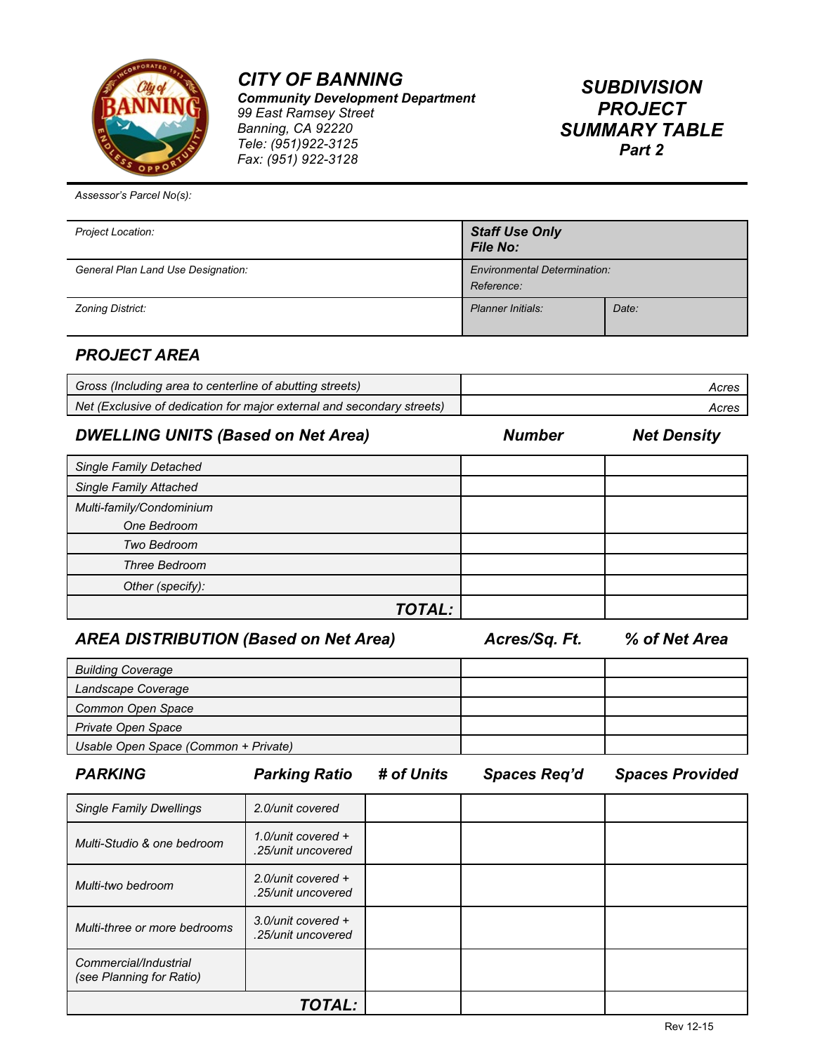**CITY OF BANNING**
**Community Development Department**
99 East Ramsey Street
Banning, CA 92220
Tele: (951)922-3125
Fax: (951) 922-3128

# SUBDIVISION PROJECT SUMMARY TABLE
## Part 2

Assessor's Parcel No(s):

| Project Location: | **Staff Use Only** **File No:** | |
|---|---|---|
| General Plan Land Use Designation: | Environmental Determination: Reference: | |
| Zoning District: | Planner Initials: | Date: |

## PROJECT AREA

| | |
|---|---|
| Gross (Including area to centerline of abutting streets) | Acres |
| Net (Exclusive of dedication for major external and secondary streets) | Acres |

## DWELLING UNITS (Based on Net Area)

| | Number | Net Density |
|---|---|---|
| Single Family Detached | | |
| Single Family Attached | | |
| Multi-family/Condominium One Bedroom | | |
| Two Bedroom | | |
| Three Bedroom | | |
| Other (specify): | | |
| **TOTAL:** | | |

## AREA DISTRIBUTION (Based on Net Area)

| | Acres/Sq. Ft. | % of Net Area |
|---|---|---|
| Building Coverage | | |
| Landscape Coverage | | |
| Common Open Space | | |
| Private Open Space | | |
| Usable Open Space (Common + Private) | | |

## PARKING

| | Parking Ratio | # of Units | Spaces Req'd | Spaces Provided |
|---|---|---|---|---|
| Single Family Dwellings | 2.0/unit covered | | | |
| Multi-Studio & one bedroom | 1.0/unit covered + .25/unit uncovered | | | |
| Multi-two bedroom | 2.0/unit covered + .25/unit uncovered | | | |
| Multi-three or more bedrooms | 3.0/unit covered + .25/unit uncovered | | | |
| Commercial/Industrial (see Planning for Ratio) | | | | |
| **TOTAL:** | | | | |

Rev 12-15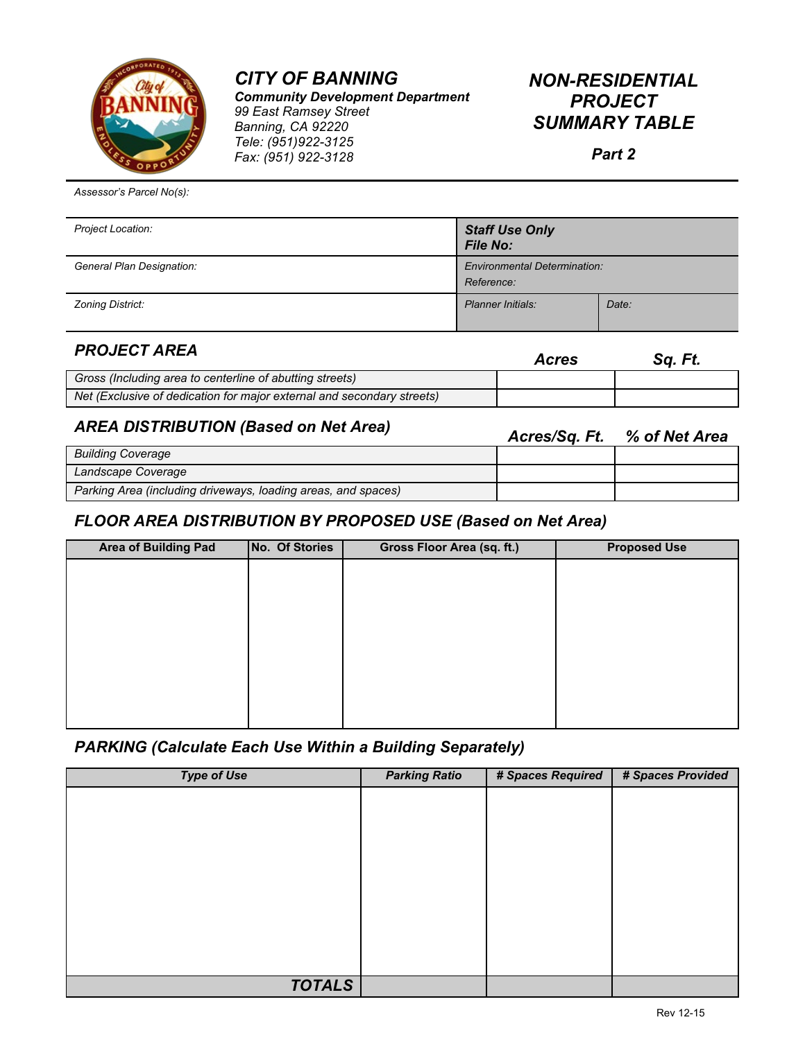# CITY OF BANNING

***Community Development Department***
*99 East Ramsey Street*
*Banning, CA 92220*
*Tele: (951)922-3125*
*Fax: (951) 922-3128*

## *NON-RESIDENTIAL PROJECT SUMMARY TABLE*

***Part 2***

*Assessor's Parcel No(s):*

| *Project Location:* | ***Staff Use Only*** ***File No:*** | |
|---|---|---|
| *General Plan Designation:* | *Environmental Determination:* *Reference:* | |
| *Zoning District:* | *Planner Initials:* | *Date:* |

### *PROJECT AREA*

| | ***Acres*** | ***Sq. Ft.*** |
|---|---|---|
| *Gross (Including area to centerline of abutting streets)* | | |
| *Net (Exclusive of dedication for major external and secondary streets)* | | |

### *AREA DISTRIBUTION (Based on Net Area)*

| | ***Acres/Sq. Ft.*** | ***% of Net Area*** |
|---|---|---|
| *Building Coverage* | | |
| *Landscape Coverage* | | |
| *Parking Area (including driveways, loading areas, and spaces)* | | |

### *FLOOR AREA DISTRIBUTION BY PROPOSED USE (Based on Net Area)*

| Area of Building Pad | No. Of Stories | Gross Floor Area (sq. ft.) | Proposed Use |
|---|---|---|---|
| | | | |

### *PARKING (Calculate Each Use Within a Building Separately)*

| *Type of Use* | *Parking Ratio* | *# Spaces Required* | *# Spaces Provided* |
|---|---|---|---|
| | | | |
| ***TOTALS*** | | | |

Rev 12-15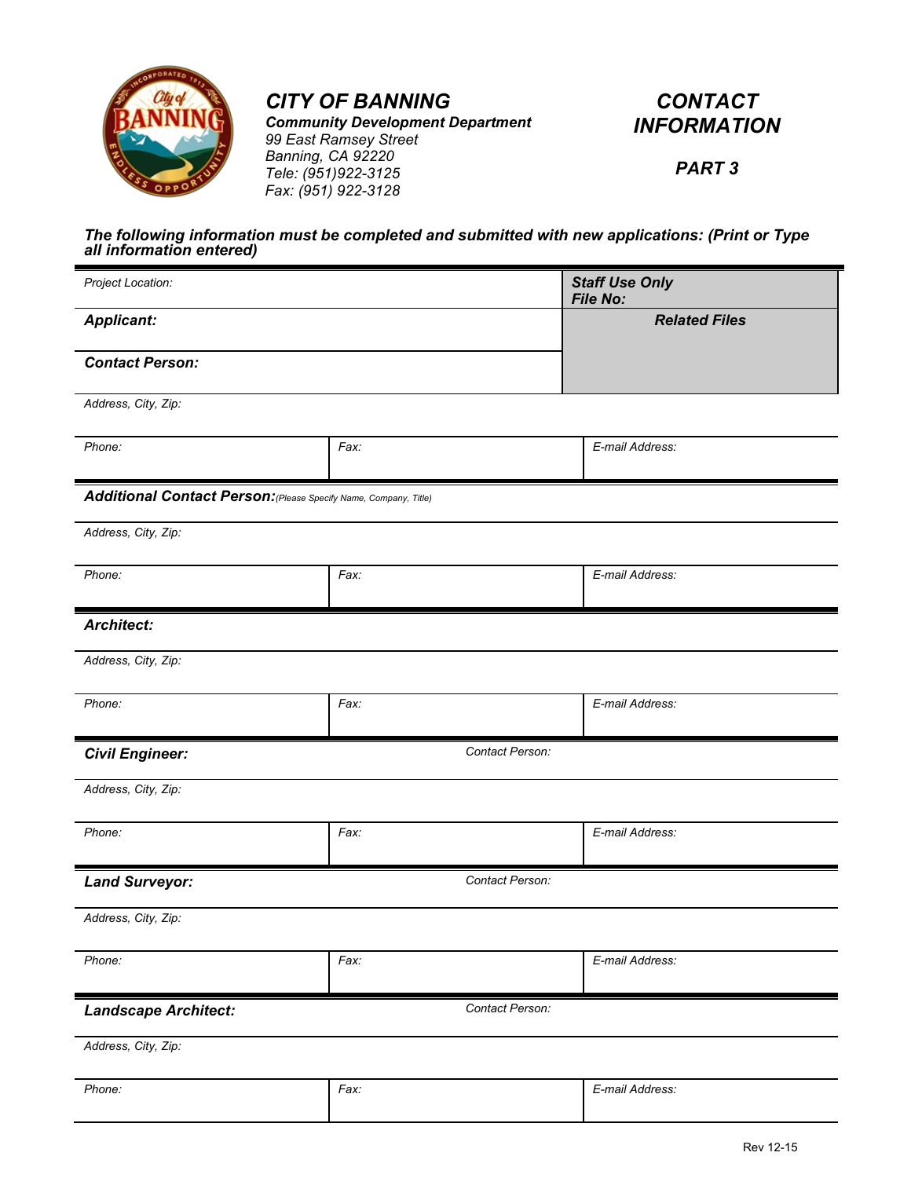# CITY OF BANNING

***Community Development Department***
*99 East Ramsey Street*
*Banning, CA 92220*
*Tele: (951)922-3125*
*Fax: (951) 922-3128*

## *CONTACT INFORMATION*

### *PART 3*

***The following information must be completed and submitted with new applications: (Print or Type all information entered)***

| *Project Location:* | | ***Staff Use Only*** ***File No:*** |
|---|---|---|
| ***Applicant:*** | | ***Related Files*** |
| ***Contact Person:*** | | |
| *Address, City, Zip:* | | |
| *Phone:* | *Fax:* | *E-mail Address:* |

| ***Additional Contact Person:*** *(Please Specify Name, Company, Title)* | | |
|---|---|---|
| *Address, City, Zip:* | | |
| *Phone:* | *Fax:* | *E-mail Address:* |

| ***Architect:*** | | |
|---|---|---|
| *Address, City, Zip:* | | |
| *Phone:* | *Fax:* | *E-mail Address:* |

| ***Civil Engineer:*** | *Contact Person:* | |
|---|---|---|
| *Address, City, Zip:* | | |
| *Phone:* | *Fax:* | *E-mail Address:* |

| ***Land Surveyor:*** | *Contact Person:* | |
|---|---|---|
| *Address, City, Zip:* | | |
| *Phone:* | *Fax:* | *E-mail Address:* |

| ***Landscape Architect:*** | *Contact Person:* | |
|---|---|---|
| *Address, City, Zip:* | | |
| *Phone:* | *Fax:* | *E-mail Address:* |

Rev 12-15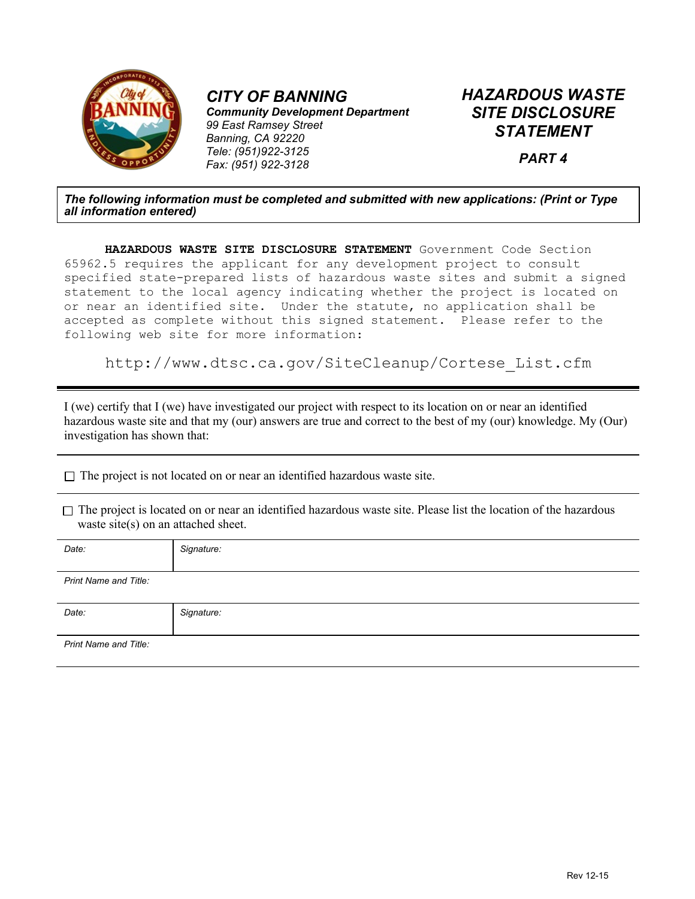**CITY OF BANNING**
**Community Development Department**
*99 East Ramsey Street*
*Banning, CA 92220*
*Tele: (951)922-3125*
*Fax: (951) 922-3128*

# HAZARDOUS WASTE SITE DISCLOSURE STATEMENT

## PART 4

***The following information must be completed and submitted with new applications: (Print or Type all information entered)***

**HAZARDOUS WASTE SITE DISCLOSURE STATEMENT** Government Code Section 65962.5 requires the applicant for any development project to consult specified state-prepared lists of hazardous waste sites and submit a signed statement to the local agency indicating whether the project is located on or near an identified site. Under the statute, no application shall be accepted as complete without this signed statement. Please refer to the following web site for more information:

http://www.dtsc.ca.gov/SiteCleanup/Cortese_List.cfm

---

I (we) certify that I (we) have investigated our project with respect to its location on or near an identified hazardous waste site and that my (our) answers are true and correct to the best of my (our) knowledge. My (Our) investigation has shown that:

☐ The project is not located on or near an identified hazardous waste site.

☐ The project is located on or near an identified hazardous waste site. Please list the location of the hazardous waste site(s) on an attached sheet.

| *Date:* | *Signature:* |
|---|---|
| *Print Name and Title:* | |
| *Date:* | *Signature:* |
| *Print Name and Title:* | |

Rev 12-15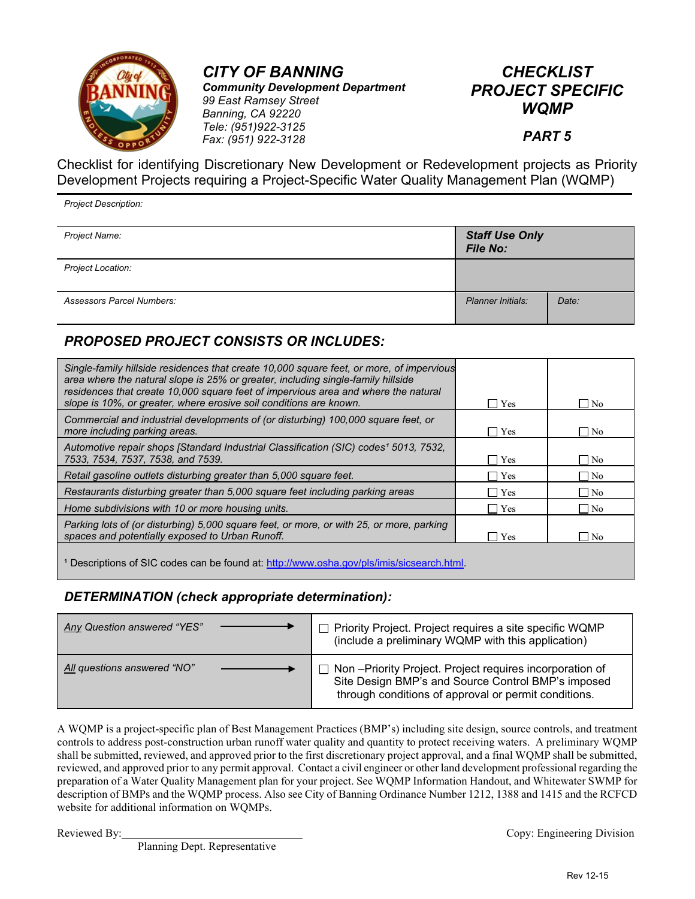**CITY OF BANNING**
**Community Development Department**
99 East Ramsey Street
Banning, CA 92220
Tele: (951)922-3125
Fax: (951) 922-3128

**CHECKLIST PROJECT SPECIFIC WQMP**

**PART 5**

Checklist for identifying Discretionary New Development or Redevelopment projects as Priority Development Projects requiring a Project-Specific Water Quality Management Plan (WQMP)

Project Description:

| Project Name: | **Staff Use Only File No:** | |
|---|---|---|
| Project Location: | | |
| Assessors Parcel Numbers: | Planner Initials: | Date: |

## PROPOSED PROJECT CONSISTS OR INCLUDES:

| | | |
|---|---|---|
| Single-family hillside residences that create 10,000 square feet, or more, of impervious area where the natural slope is 25% or greater, including single-family hillside residences that create 10,000 square feet of impervious area and where the natural slope is 10%, or greater, where erosive soil conditions are known. | ☐ Yes | ☐ No |
| Commercial and industrial developments of (or disturbing) 100,000 square feet, or more including parking areas. | ☐ Yes | ☐ No |
| Automotive repair shops [Standard Industrial Classification (SIC) codes[1] 5013, 7532, 7533, 7534, 7537, 7538, and 7539. | ☐ Yes | ☐ No |
| Retail gasoline outlets disturbing greater than 5,000 square feet. | ☐ Yes | ☐ No |
| Restaurants disturbing greater than 5,000 square feet including parking areas | ☐ Yes | ☐ No |
| Home subdivisions with 10 or more housing units. | ☐ Yes | ☐ No |
| Parking lots of (or disturbing) 5,000 square feet, or more, or with 25, or more, parking spaces and potentially exposed to Urban Runoff. | ☐ Yes | ☐ No |

[1] Descriptions of SIC codes can be found at: http://www.osha.gov/pls/imis/sicsearch.html.

## DETERMINATION (check appropriate determination):

| | |
|---|---|
| *Any* Question answered "YES" → | ☐ Priority Project. Project requires a site specific WQMP (include a preliminary WQMP with this application) |
| *All* questions answered "NO" → | ☐ Non –Priority Project. Project requires incorporation of Site Design BMP's and Source Control BMP's imposed through conditions of approval or permit conditions. |

A WQMP is a project-specific plan of Best Management Practices (BMP's) including site design, source controls, and treatment controls to address post-construction urban runoff water quality and quantity to protect receiving waters. A preliminary WQMP shall be submitted, reviewed, and approved prior to the first discretionary project approval, and a final WQMP shall be submitted, reviewed, and approved prior to any permit approval. Contact a civil engineer or other land development professional regarding the preparation of a Water Quality Management plan for your project. See WQMP Information Handout, and Whitewater SWMP for description of BMPs and the WQMP process. Also see City of Banning Ordinance Number 1212, 1388 and 1415 and the RCFCD website for additional information on WQMPs.

Reviewed By:______________________________
Planning Dept. Representative

Copy: Engineering Division

Rev 12-15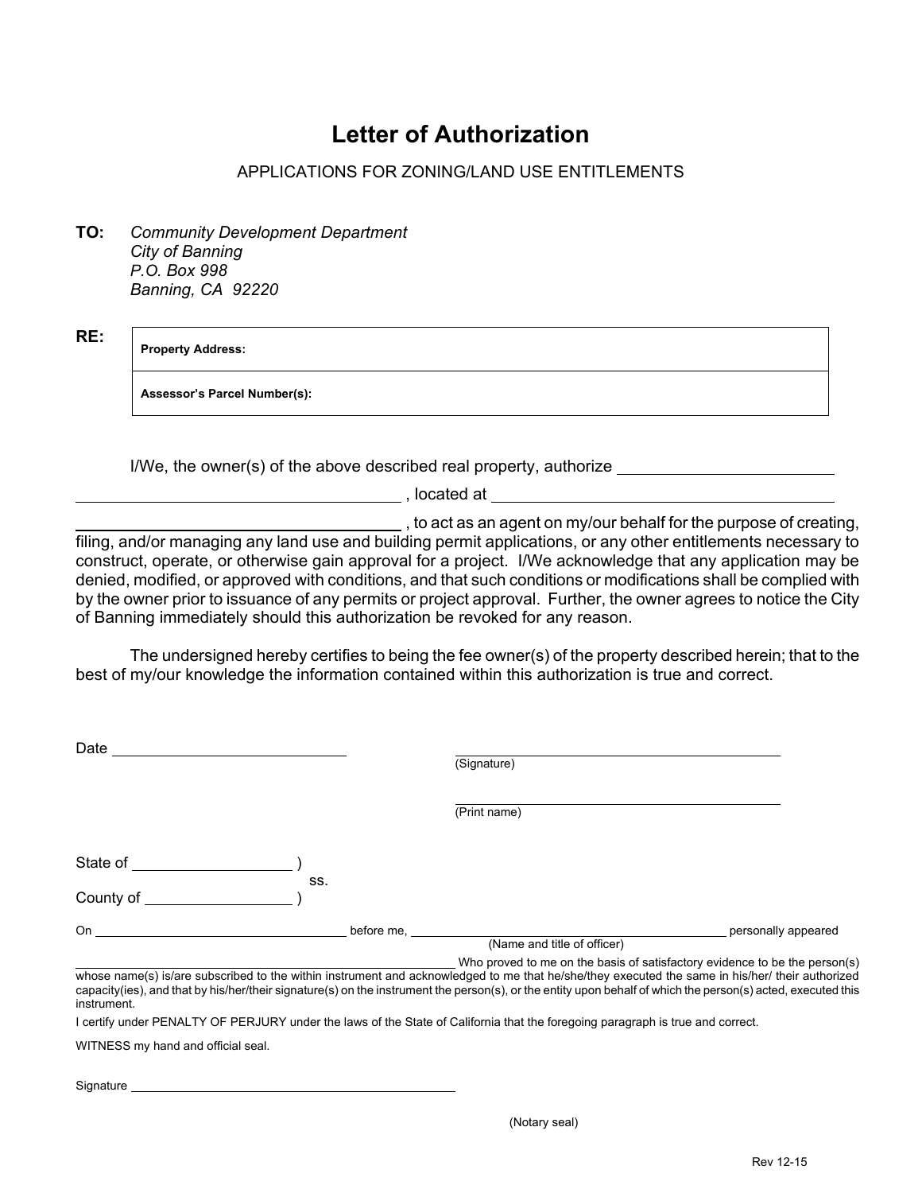# Letter of Authorization

APPLICATIONS FOR ZONING/LAND USE ENTITLEMENTS

**TO:** *Community Development Department*
*City of Banning*
*P.O. Box 998*
*Banning, CA 92220*

**RE:**

| | |
|---|---|
| **Property Address:** | |
| **Assessor's Parcel Number(s):** | |

I/We, the owner(s) of the above described real property, authorize ______________________ ______________________________ , located at ______________________________ ______________________________ , to act as an agent on my/our behalf for the purpose of creating, filing, and/or managing any land use and building permit applications, or any other entitlements necessary to construct, operate, or otherwise gain approval for a project. I/We acknowledge that any application may be denied, modified, or approved with conditions, and that such conditions or modifications shall be complied with by the owner prior to issuance of any permits or project approval. Further, the owner agrees to notice the City of Banning immediately should this authorization be revoked for any reason.

The undersigned hereby certifies to being the fee owner(s) of the property described herein; that to the best of my/our knowledge the information contained within this authorization is true and correct.

Date ______________________

______________________________
(Signature)

______________________________
(Print name)

State of ________________ )
ss.
County of ________________ )

On ______________________ before me, ______________________________ personally appeared
(Name and title of officer)

______________________________ Who proved to me on the basis of satisfactory evidence to be the person(s) whose name(s) is/are subscribed to the within instrument and acknowledged to me that he/she/they executed the same in his/her/ their authorized capacity(ies), and that by his/her/their signature(s) on the instrument the person(s), or the entity upon behalf of which the person(s) acted, executed this instrument.

I certify under PENALTY OF PERJURY under the laws of the State of California that the foregoing paragraph is true and correct.

WITNESS my hand and official seal.

Signature ______________________________

(Notary seal)

Rev 12-15